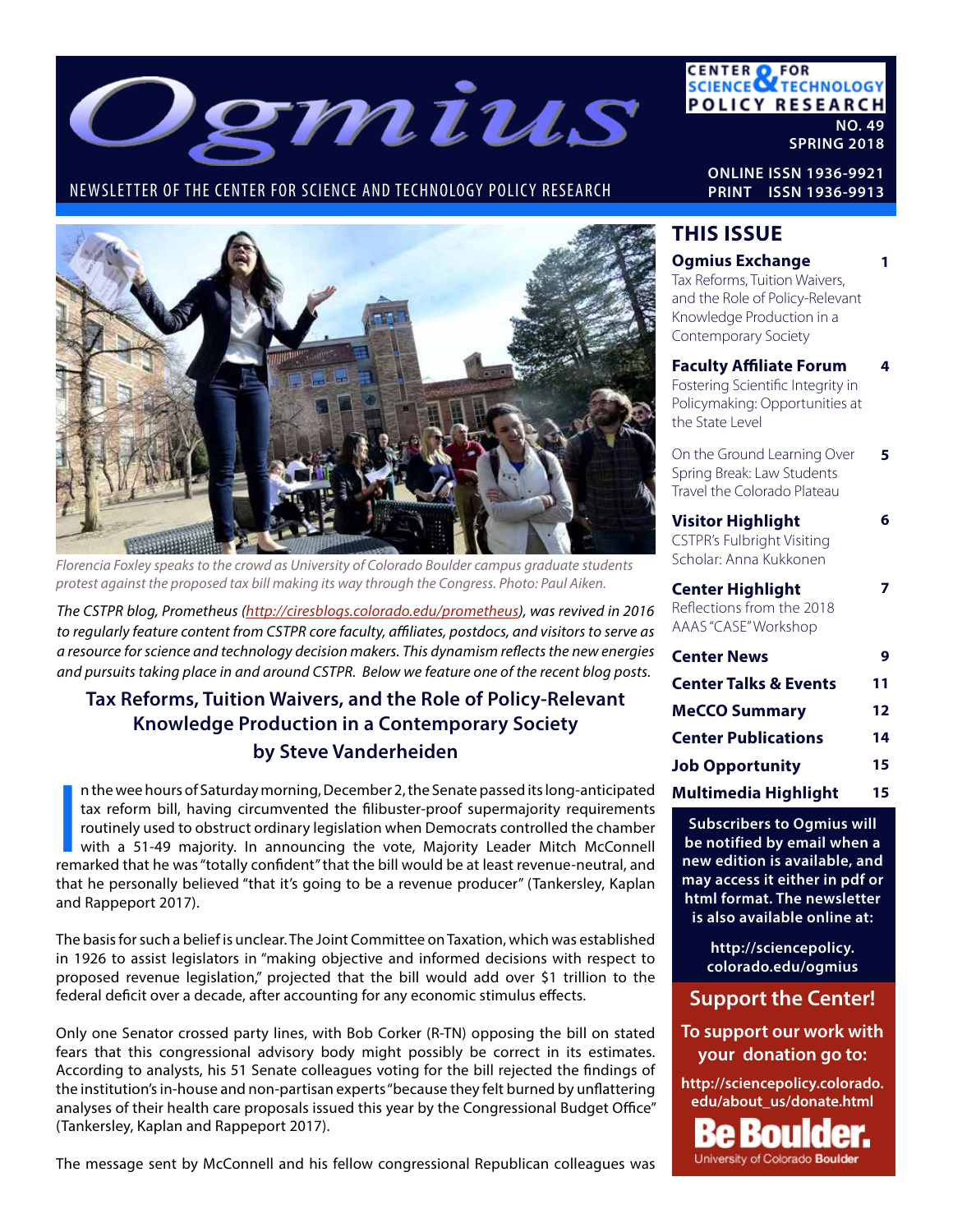# Ogmius

NEWSLETTER OF THE CENTER FOR SCIENCE AND TECHNOLOGY POLICY RESEARCH

CENTER FOR SCIENCE & TECHNOLOGY POLICY RESEARCH

NO. 49
SPRING 2018

ONLINE ISSN 1936-9921
PRINT ISSN 1936-9913

## THIS ISSUE

**Ogmius Exchange** 1
Tax Reforms, Tuition Waivers, and the Role of Policy-Relevant Knowledge Production in a Contemporary Society

**Faculty Affiliate Forum** 4
Fostering Scientific Integrity in Policymaking: Opportunities at the State Level

On the Ground Learning Over Spring Break: Law Students Travel the Colorado Plateau 5

**Visitor Highlight** 6
CSTPR's Fulbright Visiting Scholar: Anna Kukkonen

**Center Highlight** 7
Reflections from the 2018 AAAS "CASE" Workshop

**Center News** 9

**Center Talks & Events** 11

**MeCCO Summary** 12

**Center Publications** 14

**Job Opportunity** 15

**Multimedia Highlight** 15

**Subscribers to Ogmius will be notified by email when a new edition is available, and may access it either in pdf or html format. The newsletter is also available online at:**

**http://sciencepolicy.colorado.edu/ogmius**

**Support the Center!**

**To support our work with your donation go to:**

**http://sciencepolicy.colorado.edu/about_us/donate.html**

Be Boulder. University of Colorado Boulder

*Florencia Foxley speaks to the crowd as University of Colorado Boulder campus graduate students protest against the proposed tax bill making its way through the Congress. Photo: Paul Aiken.*

*The CSTPR blog, Prometheus (http://ciresblogs.colorado.edu/prometheus), was revived in 2016 to regularly feature content from CSTPR core faculty, affiliates, postdocs, and visitors to serve as a resource for science and technology decision makers. This dynamism reflects the new energies and pursuits taking place in and around CSTPR. Below we feature one of the recent blog posts.*

## Tax Reforms, Tuition Waivers, and the Role of Policy-Relevant Knowledge Production in a Contemporary Society
### by Steve Vanderheiden

In the wee hours of Saturday morning, December 2, the Senate passed its long-anticipated tax reform bill, having circumvented the filibuster-proof supermajority requirements routinely used to obstruct ordinary legislation when Democrats controlled the chamber with a 51-49 majority. In announcing the vote, Majority Leader Mitch McConnell remarked that he was "totally confident" that the bill would be at least revenue-neutral, and that he personally believed "that it's going to be a revenue producer" (Tankersley, Kaplan and Rappeport 2017).

The basis for such a belief is unclear. The Joint Committee on Taxation, which was established in 1926 to assist legislators in "making objective and informed decisions with respect to proposed revenue legislation," projected that the bill would add over $1 trillion to the federal deficit over a decade, after accounting for any economic stimulus effects.

Only one Senator crossed party lines, with Bob Corker (R-TN) opposing the bill on stated fears that this congressional advisory body might possibly be correct in its estimates. According to analysts, his 51 Senate colleagues voting for the bill rejected the findings of the institution's in-house and non-partisan experts "because they felt burned by unflattering analyses of their health care proposals issued this year by the Congressional Budget Office" (Tankersley, Kaplan and Rappeport 2017).

The message sent by McConnell and his fellow congressional Republican colleagues was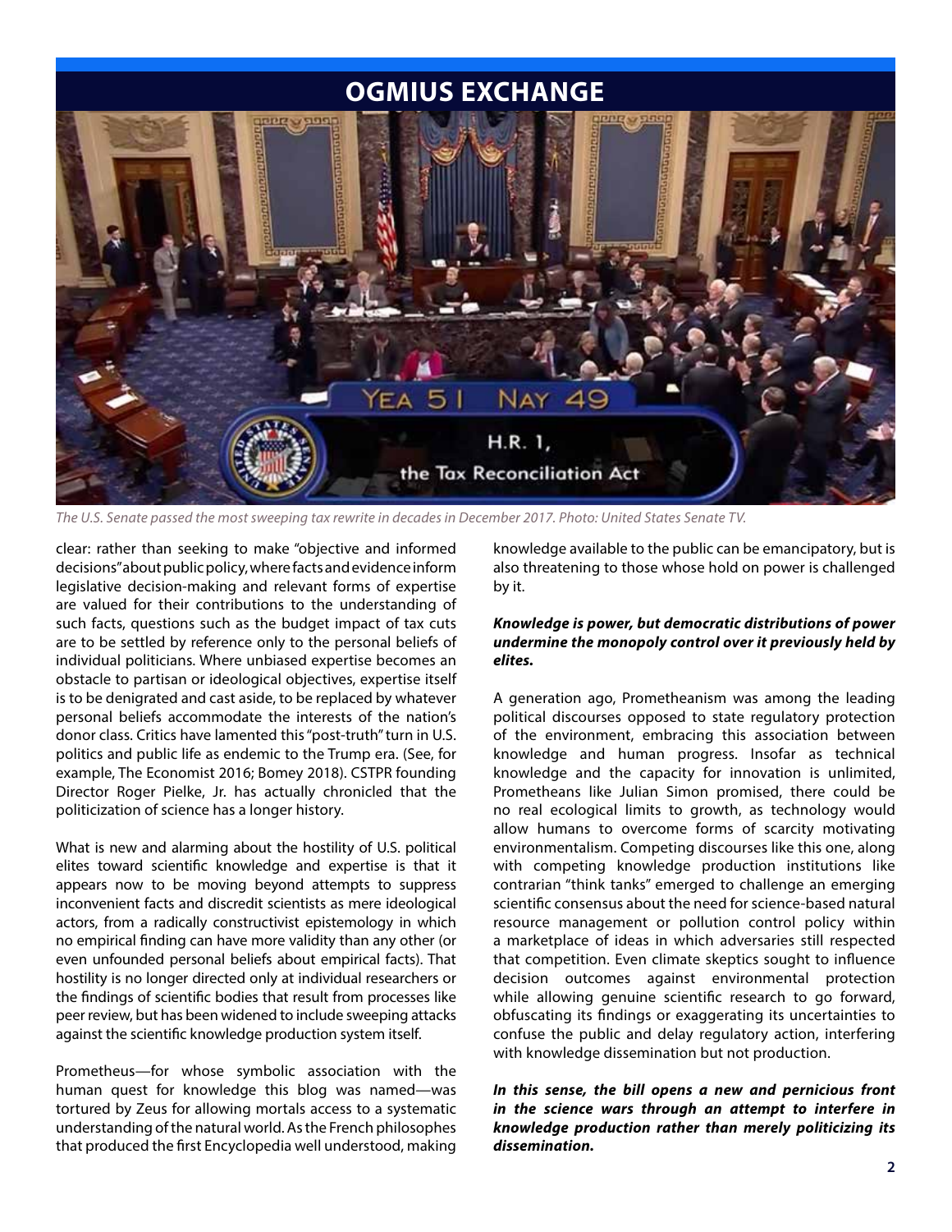*The U.S. Senate passed the most sweeping tax rewrite in decades in December 2017. Photo: United States Senate TV.*

clear: rather than seeking to make "objective and informed decisions" about public policy, where facts and evidence inform legislative decision-making and relevant forms of expertise are valued for their contributions to the understanding of such facts, questions such as the budget impact of tax cuts are to be settled by reference only to the personal beliefs of individual politicians. Where unbiased expertise becomes an obstacle to partisan or ideological objectives, expertise itself is to be denigrated and cast aside, to be replaced by whatever personal beliefs accommodate the interests of the nation's donor class. Critics have lamented this "post-truth" turn in U.S. politics and public life as endemic to the Trump era. (See, for example, The Economist 2016; Bomey 2018). CSTPR founding Director Roger Pielke, Jr. has actually chronicled that the politicization of science has a longer history.

What is new and alarming about the hostility of U.S. political elites toward scientific knowledge and expertise is that it appears now to be moving beyond attempts to suppress inconvenient facts and discredit scientists as mere ideological actors, from a radically constructivist epistemology in which no empirical finding can have more validity than any other (or even unfounded personal beliefs about empirical facts). That hostility is no longer directed only at individual researchers or the findings of scientific bodies that result from processes like peer review, but has been widened to include sweeping attacks against the scientific knowledge production system itself.

Prometheus—for whose symbolic association with the human quest for knowledge this blog was named—was tortured by Zeus for allowing mortals access to a systematic understanding of the natural world. As the French philosophes that produced the first Encyclopedia well understood, making knowledge available to the public can be emancipatory, but is also threatening to those whose hold on power is challenged by it.

***Knowledge is power, but democratic distributions of power undermine the monopoly control over it previously held by elites.***

A generation ago, Prometheanism was among the leading political discourses opposed to state regulatory protection of the environment, embracing this association between knowledge and human progress. Insofar as technical knowledge and the capacity for innovation is unlimited, Prometheans like Julian Simon promised, there could be no real ecological limits to growth, as technology would allow humans to overcome forms of scarcity motivating environmentalism. Competing discourses like this one, along with competing knowledge production institutions like contrarian "think tanks" emerged to challenge an emerging scientific consensus about the need for science-based natural resource management or pollution control policy within a marketplace of ideas in which adversaries still respected that competition. Even climate skeptics sought to influence decision outcomes against environmental protection while allowing genuine scientific research to go forward, obfuscating its findings or exaggerating its uncertainties to confuse the public and delay regulatory action, interfering with knowledge dissemination but not production.

***In this sense, the bill opens a new and pernicious front in the science wars through an attempt to interfere in knowledge production rather than merely politicizing its dissemination.***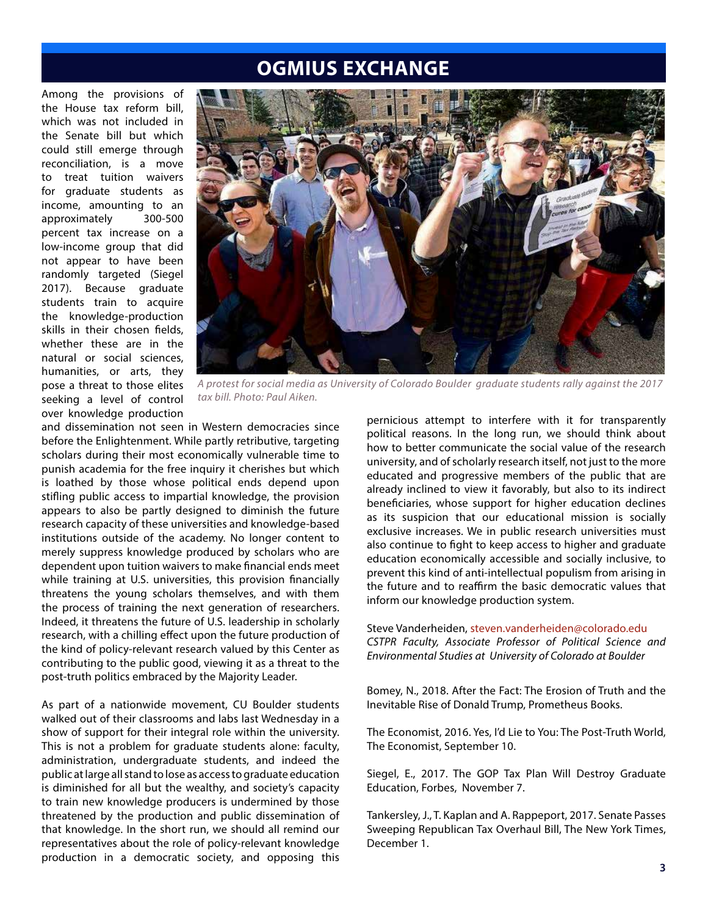# OGMIUS EXCHANGE

Among the provisions of the House tax reform bill, which was not included in the Senate bill but which could still emerge through reconciliation, is a move to treat tuition waivers for graduate students as income, amounting to an approximately 300-500 percent tax increase on a low-income group that did not appear to have been randomly targeted (Siegel 2017). Because graduate students train to acquire the knowledge-production skills in their chosen fields, whether these are in the natural or social sciences, humanities, or arts, they pose a threat to those elites seeking a level of control over knowledge production and dissemination not seen in Western democracies since before the Enlightenment. While partly retributive, targeting scholars during their most economically vulnerable time to punish academia for the free inquiry it cherishes but which is loathed by those whose political ends depend upon stifling public access to impartial knowledge, the provision appears to also be partly designed to diminish the future research capacity of these universities and knowledge-based institutions outside of the academy. No longer content to merely suppress knowledge produced by scholars who are dependent upon tuition waivers to make financial ends meet while training at U.S. universities, this provision financially threatens the young scholars themselves, and with them the process of training the next generation of researchers. Indeed, it threatens the future of U.S. leadership in scholarly research, with a chilling effect upon the future production of the kind of policy-relevant research valued by this Center as contributing to the public good, viewing it as a threat to the post-truth politics embraced by the Majority Leader.

*A protest for social media as University of Colorado Boulder graduate students rally against the 2017 tax bill. Photo: Paul Aiken.*

As part of a nationwide movement, CU Boulder students walked out of their classrooms and labs last Wednesday in a show of support for their integral role within the university. This is not a problem for graduate students alone: faculty, administration, undergraduate students, and indeed the public at large all stand to lose as access to graduate education is diminished for all but the wealthy, and society's capacity to train new knowledge producers is undermined by those threatened by the production and public dissemination of that knowledge. In the short run, we should all remind our representatives about the role of policy-relevant knowledge production in a democratic society, and opposing this pernicious attempt to interfere with it for transparently political reasons. In the long run, we should think about how to better communicate the social value of the research university, and of scholarly research itself, not just to the more educated and progressive members of the public that are already inclined to view it favorably, but also to its indirect beneficiaries, whose support for higher education declines as its suspicion that our educational mission is socially exclusive increases. We in public research universities must also continue to fight to keep access to higher and graduate education economically accessible and socially inclusive, to prevent this kind of anti-intellectual populism from arising in the future and to reaffirm the basic democratic values that inform our knowledge production system.

Steve Vanderheiden, steven.vanderheiden@colorado.edu
*CSTPR Faculty, Associate Professor of Political Science and Environmental Studies at University of Colorado at Boulder*

Bomey, N., 2018. After the Fact: The Erosion of Truth and the Inevitable Rise of Donald Trump, Prometheus Books.

The Economist, 2016. Yes, I'd Lie to You: The Post-Truth World, The Economist, September 10.

Siegel, E., 2017. The GOP Tax Plan Will Destroy Graduate Education, Forbes, November 7.

Tankersley, J., T. Kaplan and A. Rappeport, 2017. Senate Passes Sweeping Republican Tax Overhaul Bill, The New York Times, December 1.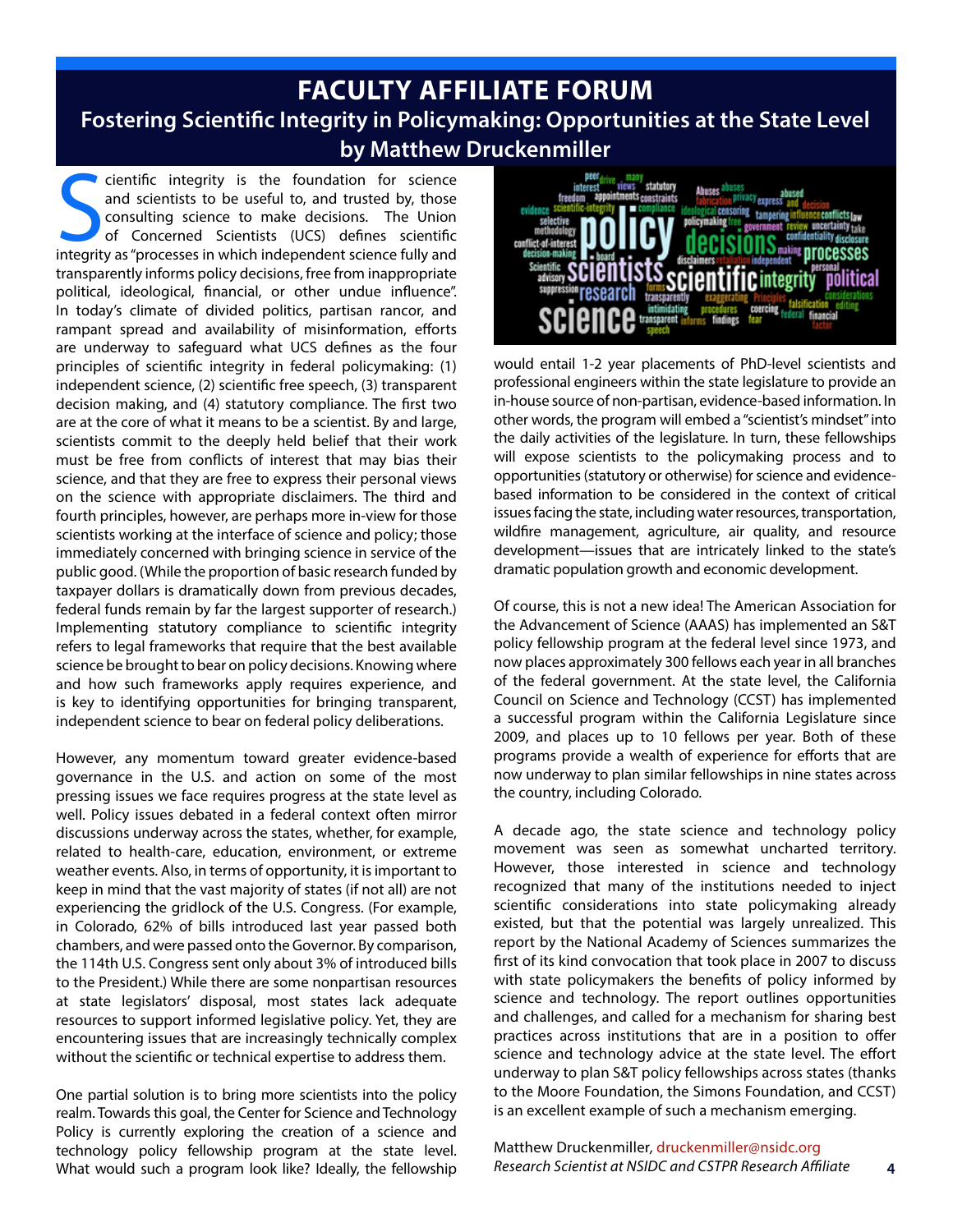# FACULTY AFFILIATE FORUM

## Fostering Scientific Integrity in Policymaking: Opportunities at the State Level

### by Matthew Druckenmiller

Scientific integrity is the foundation for science and scientists to be useful to, and trusted by, those consulting science to make decisions. The Union of Concerned Scientists (UCS) defines scientific integrity as "processes in which independent science fully and transparently informs policy decisions, free from inappropriate political, ideological, financial, or other undue influence". In today's climate of divided politics, partisan rancor, and rampant spread and availability of misinformation, efforts are underway to safeguard what UCS defines as the four principles of scientific integrity in federal policymaking: (1) independent science, (2) scientific free speech, (3) transparent decision making, and (4) statutory compliance. The first two are at the core of what it means to be a scientist. By and large, scientists commit to the deeply held belief that their work must be free from conflicts of interest that may bias their science, and that they are free to express their personal views on the science with appropriate disclaimers. The third and fourth principles, however, are perhaps more in-view for those scientists working at the interface of science and policy; those immediately concerned with bringing science in service of the public good. (While the proportion of basic research funded by taxpayer dollars is dramatically down from previous decades, federal funds remain by far the largest supporter of research.) Implementing statutory compliance to scientific integrity refers to legal frameworks that require that the best available science be brought to bear on policy decisions. Knowing where and how such frameworks apply requires experience, and is key to identifying opportunities for bringing transparent, independent science to bear on federal policy deliberations.

However, any momentum toward greater evidence-based governance in the U.S. and action on some of the most pressing issues we face requires progress at the state level as well. Policy issues debated in a federal context often mirror discussions underway across the states, whether, for example, related to health-care, education, environment, or extreme weather events. Also, in terms of opportunity, it is important to keep in mind that the vast majority of states (if not all) are not experiencing the gridlock of the U.S. Congress. (For example, in Colorado, 62% of bills introduced last year passed both chambers, and were passed onto the Governor. By comparison, the 114th U.S. Congress sent only about 3% of introduced bills to the President.) While there are some nonpartisan resources at state legislators' disposal, most states lack adequate resources to support informed legislative policy. Yet, they are encountering issues that are increasingly technically complex without the scientific or technical expertise to address them.

One partial solution is to bring more scientists into the policy realm. Towards this goal, the Center for Science and Technology Policy is currently exploring the creation of a science and technology policy fellowship program at the state level. What would such a program look like? Ideally, the fellowship would entail 1-2 year placements of PhD-level scientists and professional engineers within the state legislature to provide an in-house source of non-partisan, evidence-based information. In other words, the program will embed a "scientist's mindset" into the daily activities of the legislature. In turn, these fellowships will expose scientists to the policymaking process and to opportunities (statutory or otherwise) for science and evidence-based information to be considered in the context of critical issues facing the state, including water resources, transportation, wildfire management, agriculture, air quality, and resource development—issues that are intricately linked to the state's dramatic population growth and economic development.

Of course, this is not a new idea! The American Association for the Advancement of Science (AAAS) has implemented an S&T policy fellowship program at the federal level since 1973, and now places approximately 300 fellows each year in all branches of the federal government. At the state level, the California Council on Science and Technology (CCST) has implemented a successful program within the California Legislature since 2009, and places up to 10 fellows per year. Both of these programs provide a wealth of experience for efforts that are now underway to plan similar fellowships in nine states across the country, including Colorado.

A decade ago, the state science and technology policy movement was seen as somewhat uncharted territory. However, those interested in science and technology recognized that many of the institutions needed to inject scientific considerations into state policymaking already existed, but that the potential was largely unrealized. This report by the National Academy of Sciences summarizes the first of its kind convocation that took place in 2007 to discuss with state policymakers the benefits of policy informed by science and technology. The report outlines opportunities and challenges, and called for a mechanism for sharing best practices across institutions that are in a position to offer science and technology advice at the state level. The effort underway to plan S&T policy fellowships across states (thanks to the Moore Foundation, the Simons Foundation, and CCST) is an excellent example of such a mechanism emerging.

Matthew Druckenmiller, druckenmiller@nsidc.org
*Research Scientist at NSIDC and CSTPR Research Affiliate*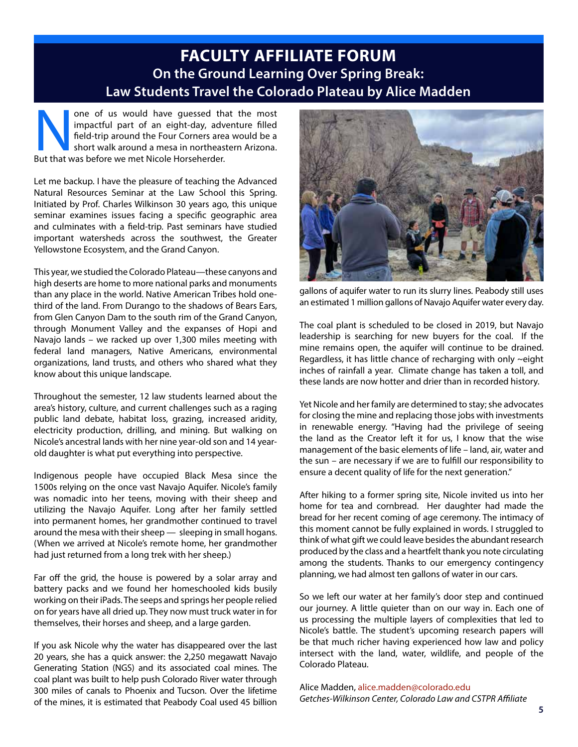# FACULTY AFFILIATE FORUM

## On the Ground Learning Over Spring Break: Law Students Travel the Colorado Plateau by Alice Madden

None of us would have guessed that the most impactful part of an eight-day, adventure filled field-trip around the Four Corners area would be a short walk around a mesa in northeastern Arizona. But that was before we met Nicole Horseherder.

Let me backup. I have the pleasure of teaching the Advanced Natural Resources Seminar at the Law School this Spring. Initiated by Prof. Charles Wilkinson 30 years ago, this unique seminar examines issues facing a specific geographic area and culminates with a field-trip. Past seminars have studied important watersheds across the southwest, the Greater Yellowstone Ecosystem, and the Grand Canyon.

This year, we studied the Colorado Plateau—these canyons and high deserts are home to more national parks and monuments than any place in the world. Native American Tribes hold one-third of the land. From Durango to the shadows of Bears Ears, from Glen Canyon Dam to the south rim of the Grand Canyon, through Monument Valley and the expanses of Hopi and Navajo lands – we racked up over 1,300 miles meeting with federal land managers, Native Americans, environmental organizations, land trusts, and others who shared what they know about this unique landscape.

Throughout the semester, 12 law students learned about the area's history, culture, and current challenges such as a raging public land debate, habitat loss, grazing, increased aridity, electricity production, drilling, and mining. But walking on Nicole's ancestral lands with her nine year-old son and 14 year-old daughter is what put everything into perspective.

Indigenous people have occupied Black Mesa since the 1500s relying on the once vast Navajo Aquifer. Nicole's family was nomadic into her teens, moving with their sheep and utilizing the Navajo Aquifer. Long after her family settled into permanent homes, her grandmother continued to travel around the mesa with their sheep — sleeping in small hogans. (When we arrived at Nicole's remote home, her grandmother had just returned from a long trek with her sheep.)

Far off the grid, the house is powered by a solar array and battery packs and we found her homeschooled kids busily working on their iPads. The seeps and springs her people relied on for years have all dried up. They now must truck water in for themselves, their horses and sheep, and a large garden.

If you ask Nicole why the water has disappeared over the last 20 years, she has a quick answer: the 2,250 megawatt Navajo Generating Station (NGS) and its associated coal mines. The coal plant was built to help push Colorado River water through 300 miles of canals to Phoenix and Tucson. Over the lifetime of the mines, it is estimated that Peabody Coal used 45 billion gallons of aquifer water to run its slurry lines. Peabody still uses an estimated 1 million gallons of Navajo Aquifer water every day.

The coal plant is scheduled to be closed in 2019, but Navajo leadership is searching for new buyers for the coal. If the mine remains open, the aquifer will continue to be drained. Regardless, it has little chance of recharging with only ~eight inches of rainfall a year. Climate change has taken a toll, and these lands are now hotter and drier than in recorded history.

Yet Nicole and her family are determined to stay; she advocates for closing the mine and replacing those jobs with investments in renewable energy. "Having had the privilege of seeing the land as the Creator left it for us, I know that the wise management of the basic elements of life – land, air, water and the sun – are necessary if we are to fulfill our responsibility to ensure a decent quality of life for the next generation."

After hiking to a former spring site, Nicole invited us into her home for tea and cornbread. Her daughter had made the bread for her recent coming of age ceremony. The intimacy of this moment cannot be fully explained in words. I struggled to think of what gift we could leave besides the abundant research produced by the class and a heartfelt thank you note circulating among the students. Thanks to our emergency contingency planning, we had almost ten gallons of water in our cars.

So we left our water at her family's door step and continued our journey. A little quieter than on our way in. Each one of us processing the multiple layers of complexities that led to Nicole's battle. The student's upcoming research papers will be that much richer having experienced how law and policy intersect with the land, water, wildlife, and people of the Colorado Plateau.

Alice Madden, alice.madden@colorado.edu
*Getches-Wilkinson Center, Colorado Law and CSTPR Affiliate*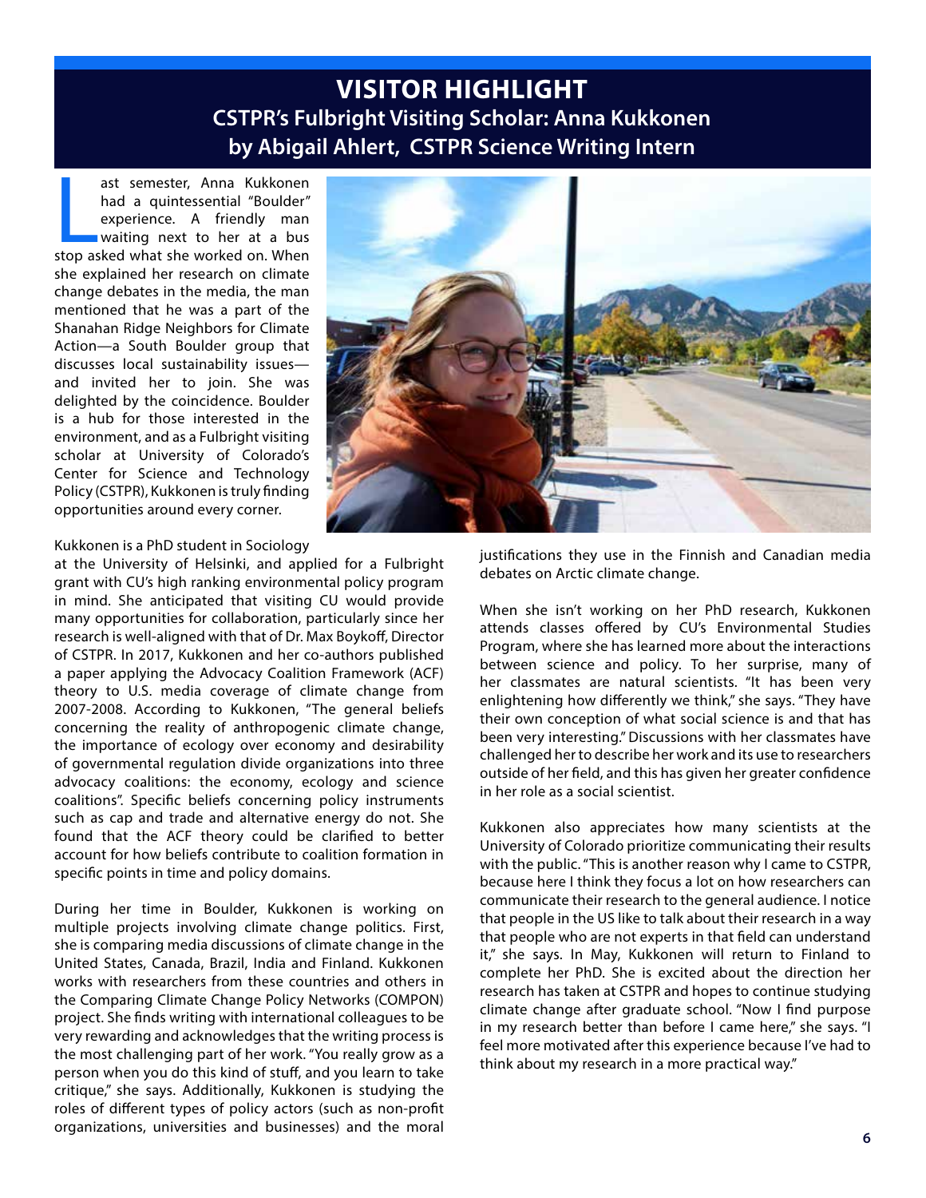# VISITOR HIGHLIGHT

## CSTPR's Fulbright Visiting Scholar: Anna Kukkonen

## by Abigail Ahlert, CSTPR Science Writing Intern

Last semester, Anna Kukkonen had a quintessential "Boulder" experience. A friendly man waiting next to her at a bus stop asked what she worked on. When she explained her research on climate change debates in the media, the man mentioned that he was a part of the Shanahan Ridge Neighbors for Climate Action—a South Boulder group that discusses local sustainability issues—and invited her to join. She was delighted by the coincidence. Boulder is a hub for those interested in the environment, and as a Fulbright visiting scholar at University of Colorado's Center for Science and Technology Policy (CSTPR), Kukkonen is truly finding opportunities around every corner.

Kukkonen is a PhD student in Sociology at the University of Helsinki, and applied for a Fulbright grant with CU's high ranking environmental policy program in mind. She anticipated that visiting CU would provide many opportunities for collaboration, particularly since her research is well-aligned with that of Dr. Max Boykoff, Director of CSTPR. In 2017, Kukkonen and her co-authors published a paper applying the Advocacy Coalition Framework (ACF) theory to U.S. media coverage of climate change from 2007-2008. According to Kukkonen, "The general beliefs concerning the reality of anthropogenic climate change, the importance of ecology over economy and desirability of governmental regulation divide organizations into three advocacy coalitions: the economy, ecology and science coalitions". Specific beliefs concerning policy instruments such as cap and trade and alternative energy do not. She found that the ACF theory could be clarified to better account for how beliefs contribute to coalition formation in specific points in time and policy domains.

During her time in Boulder, Kukkonen is working on multiple projects involving climate change politics. First, she is comparing media discussions of climate change in the United States, Canada, Brazil, India and Finland. Kukkonen works with researchers from these countries and others in the Comparing Climate Change Policy Networks (COMPON) project. She finds writing with international colleagues to be very rewarding and acknowledges that the writing process is the most challenging part of her work. "You really grow as a person when you do this kind of stuff, and you learn to take critique," she says. Additionally, Kukkonen is studying the roles of different types of policy actors (such as non-profit organizations, universities and businesses) and the moral justifications they use in the Finnish and Canadian media debates on Arctic climate change.

When she isn't working on her PhD research, Kukkonen attends classes offered by CU's Environmental Studies Program, where she has learned more about the interactions between science and policy. To her surprise, many of her classmates are natural scientists. "It has been very enlightening how differently we think," she says. "They have their own conception of what social science is and that has been very interesting." Discussions with her classmates have challenged her to describe her work and its use to researchers outside of her field, and this has given her greater confidence in her role as a social scientist.

Kukkonen also appreciates how many scientists at the University of Colorado prioritize communicating their results with the public. "This is another reason why I came to CSTPR, because here I think they focus a lot on how researchers can communicate their research to the general audience. I notice that people in the US like to talk about their research in a way that people who are not experts in that field can understand it," she says. In May, Kukkonen will return to Finland to complete her PhD. She is excited about the direction her research has taken at CSTPR and hopes to continue studying climate change after graduate school. "Now I find purpose in my research better than before I came here," she says. "I feel more motivated after this experience because I've had to think about my research in a more practical way."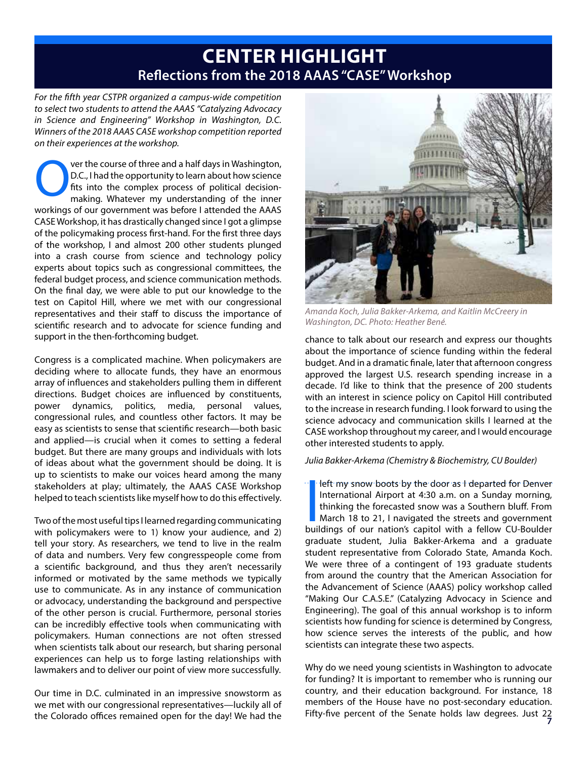# CENTER HIGHLIGHT

## Reflections from the 2018 AAAS "CASE" Workshop

*For the fifth year CSTPR organized a campus-wide competition to select two students to attend the AAAS "Catalyzing Advocacy in Science and Engineering" Workshop in Washington, D.C. Winners of the 2018 AAAS CASE workshop competition reported on their experiences at the workshop.*

Over the course of three and a half days in Washington, D.C., I had the opportunity to learn about how science fits into the complex process of political decision-making. Whatever my understanding of the inner workings of our government was before I attended the AAAS CASE Workshop, it has drastically changed since I got a glimpse of the policymaking process first-hand. For the first three days of the workshop, I and almost 200 other students plunged into a crash course from science and technology policy experts about topics such as congressional committees, the federal budget process, and science communication methods. On the final day, we were able to put our knowledge to the test on Capitol Hill, where we met with our congressional representatives and their staff to discuss the importance of scientific research and to advocate for science funding and support in the then-forthcoming budget.

Congress is a complicated machine. When policymakers are deciding where to allocate funds, they have an enormous array of influences and stakeholders pulling them in different directions. Budget choices are influenced by constituents, power dynamics, politics, media, personal values, congressional rules, and countless other factors. It may be easy as scientists to sense that scientific research—both basic and applied—is crucial when it comes to setting a federal budget. But there are many groups and individuals with lots of ideas about what the government should be doing. It is up to scientists to make our voices heard among the many stakeholders at play; ultimately, the AAAS CASE Workshop helped to teach scientists like myself how to do this effectively.

Two of the most useful tips I learned regarding communicating with policymakers were to 1) know your audience, and 2) tell your story. As researchers, we tend to live in the realm of data and numbers. Very few congresspeople come from a scientific background, and thus they aren't necessarily informed or motivated by the same methods we typically use to communicate. As in any instance of communication or advocacy, understanding the background and perspective of the other person is crucial. Furthermore, personal stories can be incredibly effective tools when communicating with policymakers. Human connections are not often stressed when scientists talk about our research, but sharing personal experiences can help us to forge lasting relationships with lawmakers and to deliver our point of view more successfully.

Our time in D.C. culminated in an impressive snowstorm as we met with our congressional representatives—luckily all of the Colorado offices remained open for the day! We had the chance to talk about our research and express our thoughts about the importance of science funding within the federal budget. And in a dramatic finale, later that afternoon congress approved the largest U.S. research spending increase in a decade. I'd like to think that the presence of 200 students with an interest in science policy on Capitol Hill contributed to the increase in research funding. I look forward to using the science advocacy and communication skills I learned at the CASE workshop throughout my career, and I would encourage other interested students to apply.

*Amanda Koch, Julia Bakker-Arkema, and Kaitlin McCreery in Washington, DC. Photo: Heather Bené.*

*Julia Bakker-Arkema (Chemistry & Biochemistry, CU Boulder)*

I left my snow boots by the door as I departed for Denver International Airport at 4:30 a.m. on a Sunday morning, thinking the forecasted snow was a Southern bluff. From March 18 to 21, I navigated the streets and government buildings of our nation's capitol with a fellow CU-Boulder graduate student, Julia Bakker-Arkema and a graduate student representative from Colorado State, Amanda Koch. We were three of a contingent of 193 graduate students from around the country that the American Association for the Advancement of Science (AAAS) policy workshop called "Making Our C.A.S.E." (Catalyzing Advocacy in Science and Engineering). The goal of this annual workshop is to inform scientists how funding for science is determined by Congress, how science serves the interests of the public, and how scientists can integrate these two aspects.

Why do we need young scientists in Washington to advocate for funding? It is important to remember who is running our country, and their education background. For instance, 18 members of the House have no post-secondary education. Fifty-five percent of the Senate holds law degrees. Just 22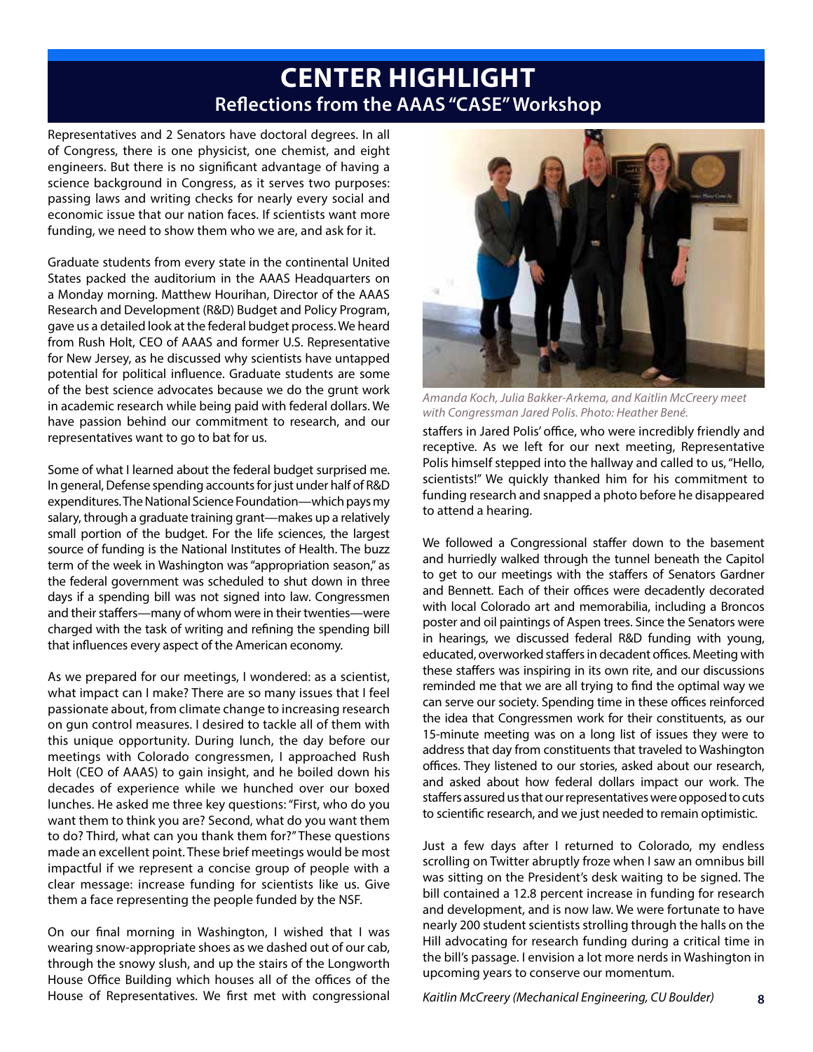# CENTER HIGHLIGHT

## Reflections from the AAAS "CASE" Workshop

Representatives and 2 Senators have doctoral degrees. In all of Congress, there is one physicist, one chemist, and eight engineers. But there is no significant advantage of having a science background in Congress, as it serves two purposes: passing laws and writing checks for nearly every social and economic issue that our nation faces. If scientists want more funding, we need to show them who we are, and ask for it.

Graduate students from every state in the continental United States packed the auditorium in the AAAS Headquarters on a Monday morning. Matthew Hourihan, Director of the AAAS Research and Development (R&D) Budget and Policy Program, gave us a detailed look at the federal budget process. We heard from Rush Holt, CEO of AAAS and former U.S. Representative for New Jersey, as he discussed why scientists have untapped potential for political influence. Graduate students are some of the best science advocates because we do the grunt work in academic research while being paid with federal dollars. We have passion behind our commitment to research, and our representatives want to go to bat for us.

Some of what I learned about the federal budget surprised me. In general, Defense spending accounts for just under half of R&D expenditures. The National Science Foundation—which pays my salary, through a graduate training grant—makes up a relatively small portion of the budget. For the life sciences, the largest source of funding is the National Institutes of Health. The buzz term of the week in Washington was "appropriation season," as the federal government was scheduled to shut down in three days if a spending bill was not signed into law. Congressmen and their staffers—many of whom were in their twenties—were charged with the task of writing and refining the spending bill that influences every aspect of the American economy.

As we prepared for our meetings, I wondered: as a scientist, what impact can I make? There are so many issues that I feel passionate about, from climate change to increasing research on gun control measures. I desired to tackle all of them with this unique opportunity. During lunch, the day before our meetings with Colorado congressmen, I approached Rush Holt (CEO of AAAS) to gain insight, and he boiled down his decades of experience while we hunched over our boxed lunches. He asked me three key questions: "First, who do you want them to think you are? Second, what do you want them to do? Third, what can you thank them for?" These questions made an excellent point. These brief meetings would be most impactful if we represent a concise group of people with a clear message: increase funding for scientists like us. Give them a face representing the people funded by the NSF.

On our final morning in Washington, I wished that I was wearing snow-appropriate shoes as we dashed out of our cab, through the snowy slush, and up the stairs of the Longworth House Office Building which houses all of the offices of the House of Representatives. We first met with congressional staffers in Jared Polis' office, who were incredibly friendly and receptive. As we left for our next meeting, Representative Polis himself stepped into the hallway and called to us, "Hello, scientists!" We quickly thanked him for his commitment to funding research and snapped a photo before he disappeared to attend a hearing.

*Amanda Koch, Julia Bakker-Arkema, and Kaitlin McCreery meet with Congressman Jared Polis. Photo: Heather Bené.*

We followed a Congressional staffer down to the basement and hurriedly walked through the tunnel beneath the Capitol to get to our meetings with the staffers of Senators Gardner and Bennett. Each of their offices were decadently decorated with local Colorado art and memorabilia, including a Broncos poster and oil paintings of Aspen trees. Since the Senators were in hearings, we discussed federal R&D funding with young, educated, overworked staffers in decadent offices. Meeting with these staffers was inspiring in its own rite, and our discussions reminded me that we are all trying to find the optimal way we can serve our society. Spending time in these offices reinforced the idea that Congressmen work for their constituents, as our 15-minute meeting was on a long list of issues they were to address that day from constituents that traveled to Washington offices. They listened to our stories, asked about our research, and asked about how federal dollars impact our work. The staffers assured us that our representatives were opposed to cuts to scientific research, and we just needed to remain optimistic.

Just a few days after I returned to Colorado, my endless scrolling on Twitter abruptly froze when I saw an omnibus bill was sitting on the President's desk waiting to be signed. The bill contained a 12.8 percent increase in funding for research and development, and is now law. We were fortunate to have nearly 200 student scientists strolling through the halls on the Hill advocating for research funding during a critical time in the bill's passage. I envision a lot more nerds in Washington in upcoming years to conserve our momentum.

*Kaitlin McCreery (Mechanical Engineering, CU Boulder)*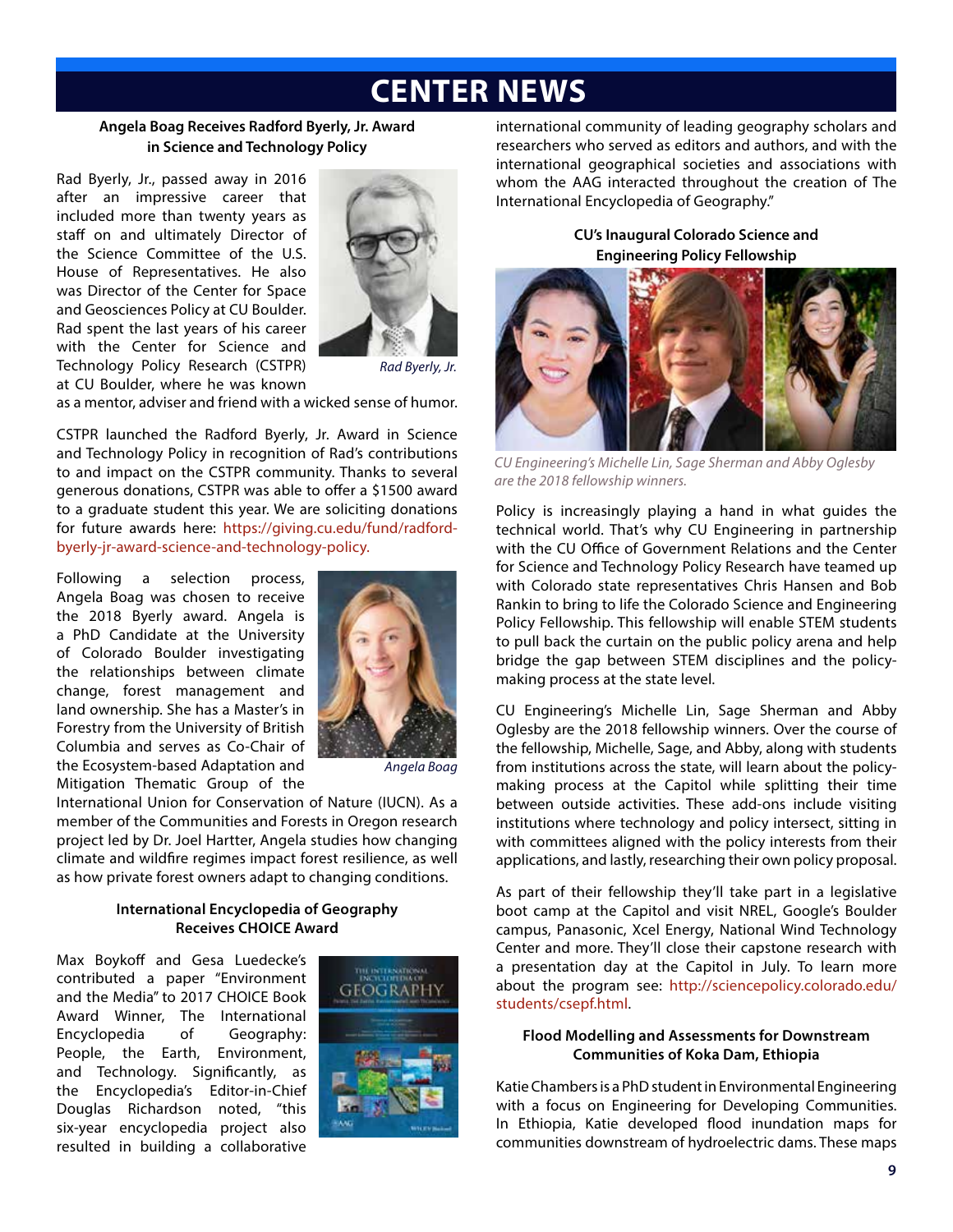# CENTER NEWS

**Angela Boag Receives Radford Byerly, Jr. Award in Science and Technology Policy**

Rad Byerly, Jr., passed away in 2016 after an impressive career that included more than twenty years as staff on and ultimately Director of the Science Committee of the U.S. House of Representatives. He also was Director of the Center for Space and Geosciences Policy at CU Boulder. Rad spent the last years of his career with the Center for Science and Technology Policy Research (CSTPR) at CU Boulder, where he was known as a mentor, adviser and friend with a wicked sense of humor.

*Rad Byerly, Jr.*

CSTPR launched the Radford Byerly, Jr. Award in Science and Technology Policy in recognition of Rad's contributions to and impact on the CSTPR community. Thanks to several generous donations, CSTPR was able to offer a $1500 award to a graduate student this year. We are soliciting donations for future awards here: https://giving.cu.edu/fund/radford-byerly-jr-award-science-and-technology-policy.

Following a selection process, Angela Boag was chosen to receive the 2018 Byerly award. Angela is a PhD Candidate at the University of Colorado Boulder investigating the relationships between climate change, forest management and land ownership. She has a Master's in Forestry from the University of British Columbia and serves as Co-Chair of the Ecosystem-based Adaptation and Mitigation Thematic Group of the International Union for Conservation of Nature (IUCN). As a member of the Communities and Forests in Oregon research project led by Dr. Joel Hartter, Angela studies how changing climate and wildfire regimes impact forest resilience, as well as how private forest owners adapt to changing conditions.

*Angela Boag*

**International Encyclopedia of Geography Receives CHOICE Award**

Max Boykoff and Gesa Luedecke's contributed a paper "Environment and the Media" to 2017 CHOICE Book Award Winner, The International Encyclopedia of Geography: People, the Earth, Environment, and Technology. Significantly, as the Encyclopedia's Editor-in-Chief Douglas Richardson noted, "this six-year encyclopedia project also resulted in building a collaborative international community of leading geography scholars and researchers who served as editors and authors, and with the international geographical societies and associations with whom the AAG interacted throughout the creation of The International Encyclopedia of Geography."

**CU's Inaugural Colorado Science and Engineering Policy Fellowship**

*CU Engineering's Michelle Lin, Sage Sherman and Abby Oglesby are the 2018 fellowship winners.*

Policy is increasingly playing a hand in what guides the technical world. That's why CU Engineering in partnership with the CU Office of Government Relations and the Center for Science and Technology Policy Research have teamed up with Colorado state representatives Chris Hansen and Bob Rankin to bring to life the Colorado Science and Engineering Policy Fellowship. This fellowship will enable STEM students to pull back the curtain on the public policy arena and help bridge the gap between STEM disciplines and the policy-making process at the state level.

CU Engineering's Michelle Lin, Sage Sherman and Abby Oglesby are the 2018 fellowship winners. Over the course of the fellowship, Michelle, Sage, and Abby, along with students from institutions across the state, will learn about the policy-making process at the Capitol while splitting their time between outside activities. These add-ons include visiting institutions where technology and policy intersect, sitting in with committees aligned with the policy interests from their applications, and lastly, researching their own policy proposal.

As part of their fellowship they'll take part in a legislative boot camp at the Capitol and visit NREL, Google's Boulder campus, Panasonic, Xcel Energy, National Wind Technology Center and more. They'll close their capstone research with a presentation day at the Capitol in July. To learn more about the program see: http://sciencepolicy.colorado.edu/students/csepf.html.

**Flood Modelling and Assessments for Downstream Communities of Koka Dam, Ethiopia**

Katie Chambers is a PhD student in Environmental Engineering with a focus on Engineering for Developing Communities. In Ethiopia, Katie developed flood inundation maps for communities downstream of hydroelectric dams. These maps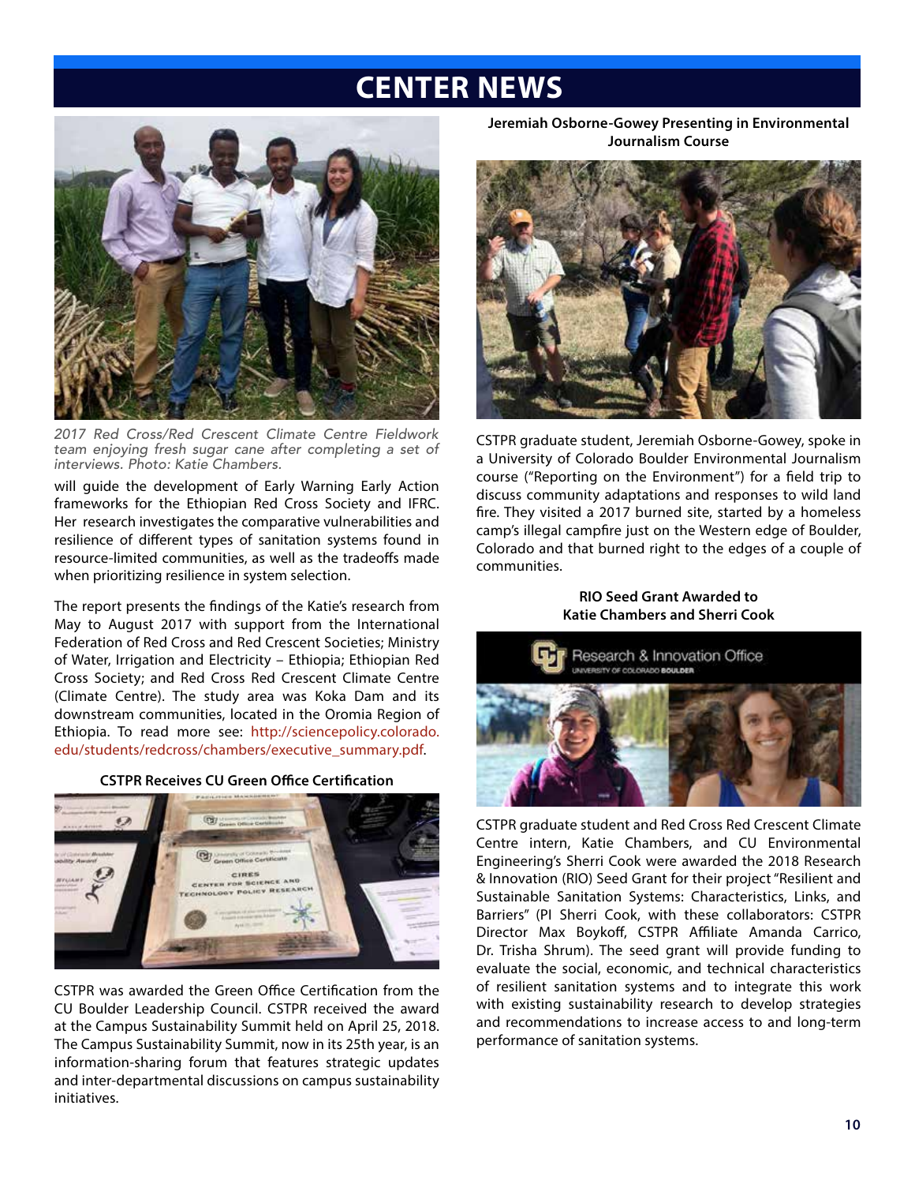# CENTER NEWS

*2017 Red Cross/Red Crescent Climate Centre Fieldwork team enjoying fresh sugar cane after completing a set of interviews. Photo: Katie Chambers.*

will guide the development of Early Warning Early Action frameworks for the Ethiopian Red Cross Society and IFRC. Her research investigates the comparative vulnerabilities and resilience of different types of sanitation systems found in resource-limited communities, as well as the tradeoffs made when prioritizing resilience in system selection.

The report presents the findings of the Katie's research from May to August 2017 with support from the International Federation of Red Cross and Red Crescent Societies; Ministry of Water, Irrigation and Electricity – Ethiopia; Ethiopian Red Cross Society; and Red Cross Red Crescent Climate Centre (Climate Centre). The study area was Koka Dam and its downstream communities, located in the Oromia Region of Ethiopia. To read more see: http://sciencepolicy.colorado.edu/students/redcross/chambers/executive_summary.pdf.

**CSTPR Receives CU Green Office Certification**

CSTPR was awarded the Green Office Certification from the CU Boulder Leadership Council. CSTPR received the award at the Campus Sustainability Summit held on April 25, 2018. The Campus Sustainability Summit, now in its 25th year, is an information-sharing forum that features strategic updates and inter-departmental discussions on campus sustainability initiatives.

**Jeremiah Osborne-Gowey Presenting in Environmental Journalism Course**

CSTPR graduate student, Jeremiah Osborne-Gowey, spoke in a University of Colorado Boulder Environmental Journalism course ("Reporting on the Environment") for a field trip to discuss community adaptations and responses to wild land fire. They visited a 2017 burned site, started by a homeless camp's illegal campfire just on the Western edge of Boulder, Colorado and that burned right to the edges of a couple of communities.

**RIO Seed Grant Awarded to Katie Chambers and Sherri Cook**

CSTPR graduate student and Red Cross Red Crescent Climate Centre intern, Katie Chambers, and CU Environmental Engineering's Sherri Cook were awarded the 2018 Research & Innovation (RIO) Seed Grant for their project "Resilient and Sustainable Sanitation Systems: Characteristics, Links, and Barriers" (PI Sherri Cook, with these collaborators: CSTPR Director Max Boykoff, CSTPR Affiliate Amanda Carrico, Dr. Trisha Shrum). The seed grant will provide funding to evaluate the social, economic, and technical characteristics of resilient sanitation systems and to integrate this work with existing sustainability research to develop strategies and recommendations to increase access to and long-term performance of sanitation systems.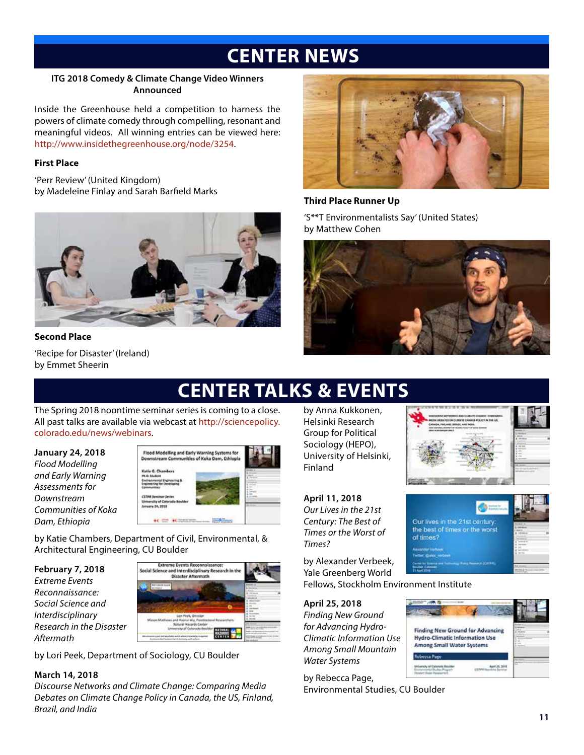# CENTER NEWS

**ITG 2018 Comedy & Climate Change Video Winners Announced**

Inside the Greenhouse held a competition to harness the powers of climate comedy through compelling, resonant and meaningful videos. All winning entries can be viewed here: http://www.insidethegreenhouse.org/node/3254.

**First Place**

'Perr Review' (United Kingdom)
by Madeleine Finlay and Sarah Barfield Marks

**Second Place**

'Recipe for Disaster' (Ireland)
by Emmet Sheerin

**Third Place Runner Up**

'S**T Environmentalists Say' (United States)
by Matthew Cohen

# CENTER TALKS & EVENTS

The Spring 2018 noontime seminar series is coming to a close. All past talks are available via webcast at http://sciencepolicy.colorado.edu/news/webinars.

**January 24, 2018**
*Flood Modelling and Early Warning Assessments for Downstream Communities of Koka Dam, Ethiopia*

by Katie Chambers, Department of Civil, Environmental, & Architectural Engineering, CU Boulder

**February 7, 2018**
*Extreme Events Reconnaissance: Social Science and Interdisciplinary Research in the Disaster Aftermath*

by Lori Peek, Department of Sociology, CU Boulder

**March 14, 2018**
*Discourse Networks and Climate Change: Comparing Media Debates on Climate Change Policy in Canada, the US, Finland, Brazil, and India*

by Anna Kukkonen, Helsinki Research Group for Political Sociology (HEPO), University of Helsinki, Finland

**April 11, 2018**
*Our Lives in the 21st Century: The Best of Times or the Worst of Times?*

by Alexander Verbeek, Yale Greenberg World Fellows, Stockholm Environment Institute

**April 25, 2018**
*Finding New Ground for Advancing Hydro-Climatic Information Use Among Small Mountain Water Systems*

by Rebecca Page, Environmental Studies, CU Boulder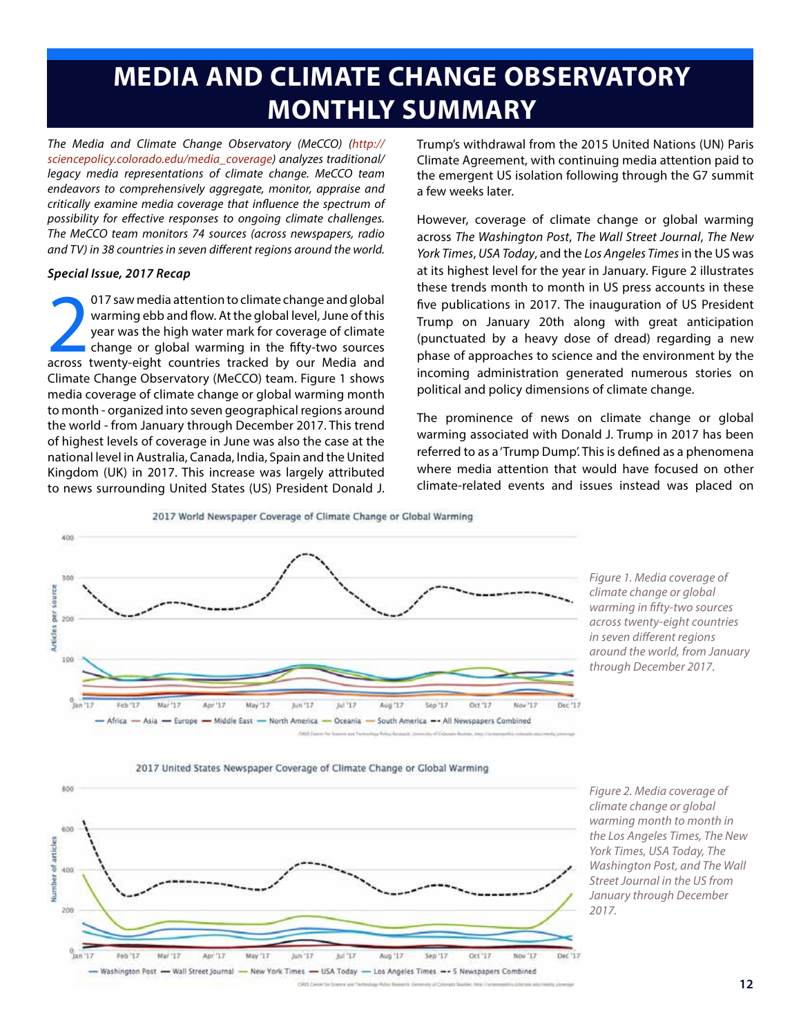# MEDIA AND CLIMATE CHANGE OBSERVATORY MONTHLY SUMMARY

*The Media and Climate Change Observatory (MeCCO) (http://sciencepolicy.colorado.edu/media_coverage) analyzes traditional/legacy media representations of climate change. MeCCO team endeavors to comprehensively aggregate, monitor, appraise and critically examine media coverage that influence the spectrum of possibility for effective responses to ongoing climate challenges. The MeCCO team monitors 74 sources (across newspapers, radio and TV) in 38 countries in seven different regions around the world.*

***Special Issue, 2017 Recap***

2017 saw media attention to climate change and global warming ebb and flow. At the global level, June of this year was the high water mark for coverage of climate change or global warming in the fifty-two sources across twenty-eight countries tracked by our Media and Climate Change Observatory (MeCCO) team. Figure 1 shows media coverage of climate change or global warming month to month - organized into seven geographical regions around the world - from January through December 2017. This trend of highest levels of coverage in June was also the case at the national level in Australia, Canada, India, Spain and the United Kingdom (UK) in 2017. This increase was largely attributed to news surrounding United States (US) President Donald J. Trump's withdrawal from the 2015 United Nations (UN) Paris Climate Agreement, with continuing media attention paid to the emergent US isolation following through the G7 summit a few weeks later.

However, coverage of climate change or global warming across *The Washington Post*, *The Wall Street Journal*, *The New York Times*, *USA Today*, and the *Los Angeles Times* in the US was at its highest level for the year in January. Figure 2 illustrates these trends month to month in US press accounts in these five publications in 2017. The inauguration of US President Trump on January 20th along with great anticipation (punctuated by a heavy dose of dread) regarding a new phase of approaches to science and the environment by the incoming administration generated numerous stories on political and policy dimensions of climate change.

The prominence of news on climate change or global warming associated with Donald J. Trump in 2017 has been referred to as a 'Trump Dump'. This is defined as a phenomena where media attention that would have focused on other climate-related events and issues instead was placed on

*Figure 1. Media coverage of climate change or global warming in fifty-two sources across twenty-eight countries in seven different regions around the world, from January through December 2017.*

*Figure 2. Media coverage of climate change or global warming month to month in the Los Angeles Times, The New York Times, USA Today, The Washington Post, and The Wall Street Journal in the US from January through December 2017.*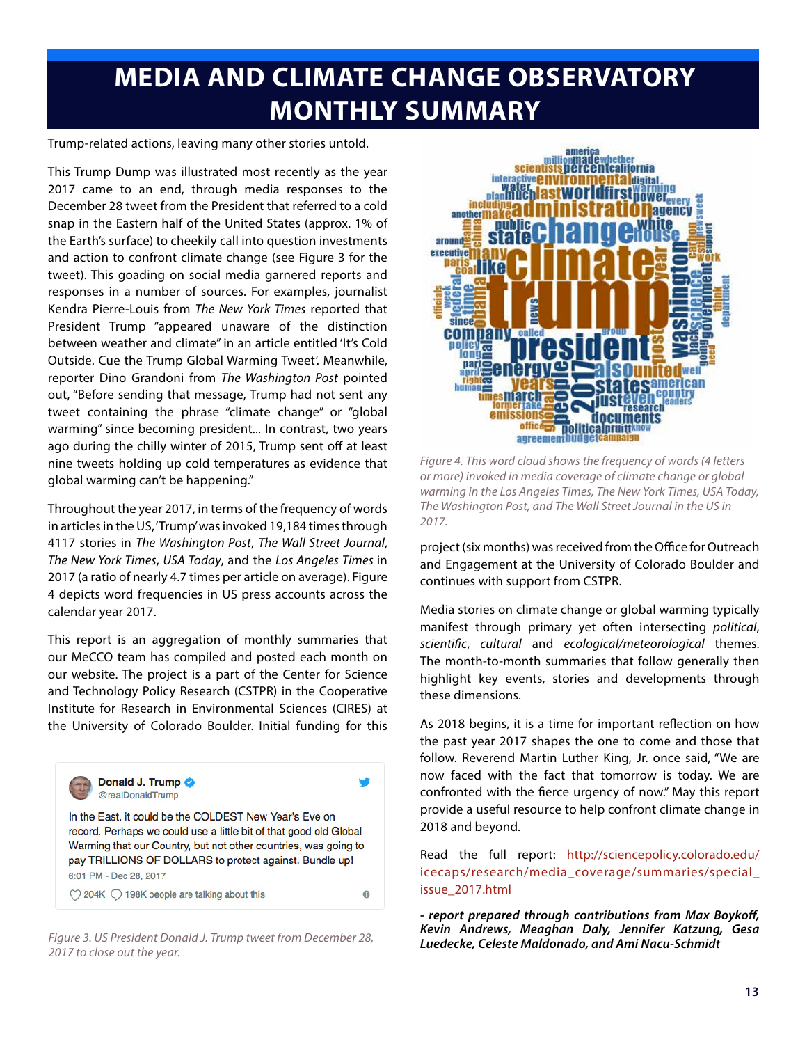# MEDIA AND CLIMATE CHANGE OBSERVATORY MONTHLY SUMMARY

Trump-related actions, leaving many other stories untold.

This Trump Dump was illustrated most recently as the year 2017 came to an end, through media responses to the December 28 tweet from the President that referred to a cold snap in the Eastern half of the United States (approx. 1% of the Earth's surface) to cheekily call into question investments and action to confront climate change (see Figure 3 for the tweet). This goading on social media garnered reports and responses in a number of sources. For examples, journalist Kendra Pierre-Louis from *The New York Times* reported that President Trump "appeared unaware of the distinction between weather and climate" in an article entitled 'It's Cold Outside. Cue the Trump Global Warming Tweet'. Meanwhile, reporter Dino Grandoni from *The Washington Post* pointed out, "Before sending that message, Trump had not sent any tweet containing the phrase "climate change" or "global warming" since becoming president... In contrast, two years ago during the chilly winter of 2015, Trump sent off at least nine tweets holding up cold temperatures as evidence that global warming can't be happening."

Throughout the year 2017, in terms of the frequency of words in articles in the US, 'Trump' was invoked 19,184 times through 4117 stories in *The Washington Post*, *The Wall Street Journal*, *The New York Times*, *USA Today*, and the *Los Angeles Times* in 2017 (a ratio of nearly 4.7 times per article on average). Figure 4 depicts word frequencies in US press accounts across the calendar year 2017.

This report is an aggregation of monthly summaries that our MeCCO team has compiled and posted each month on our website. The project is a part of the Center for Science and Technology Policy Research (CSTPR) in the Cooperative Institute for Research in Environmental Sciences (CIRES) at the University of Colorado Boulder. Initial funding for this project (six months) was received from the Office for Outreach and Engagement at the University of Colorado Boulder and continues with support from CSTPR.

**Donald J. Trump** @realDonaldTrump

In the East, it could be the COLDEST New Year's Eve on record. Perhaps we could use a little bit of that good old Global Warming that our Country, but not other countries, was going to pay TRILLIONS OF DOLLARS to protect against. Bundle up!

6:01 PM - Dec 28, 2017

204K 198K people are talking about this

*Figure 3. US President Donald J. Trump tweet from December 28, 2017 to close out the year.*

*Figure 4. This word cloud shows the frequency of words (4 letters or more) invoked in media coverage of climate change or global warming in the Los Angeles Times, The New York Times, USA Today, The Washington Post, and The Wall Street Journal in the US in 2017.*

Media stories on climate change or global warming typically manifest through primary yet often intersecting *political*, *scientific*, *cultural* and *ecological/meteorological* themes. The month-to-month summaries that follow generally then highlight key events, stories and developments through these dimensions.

As 2018 begins, it is a time for important reflection on how the past year 2017 shapes the one to come and those that follow. Reverend Martin Luther King, Jr. once said, "We are now faced with the fact that tomorrow is today. We are confronted with the fierce urgency of now." May this report provide a useful resource to help confront climate change in 2018 and beyond.

Read the full report: http://sciencepolicy.colorado.edu/icecaps/research/media_coverage/summaries/special_issue_2017.html

***- report prepared through contributions from Max Boykoff, Kevin Andrews, Meaghan Daly, Jennifer Katzung, Gesa Luedecke, Celeste Maldonado, and Ami Nacu-Schmidt***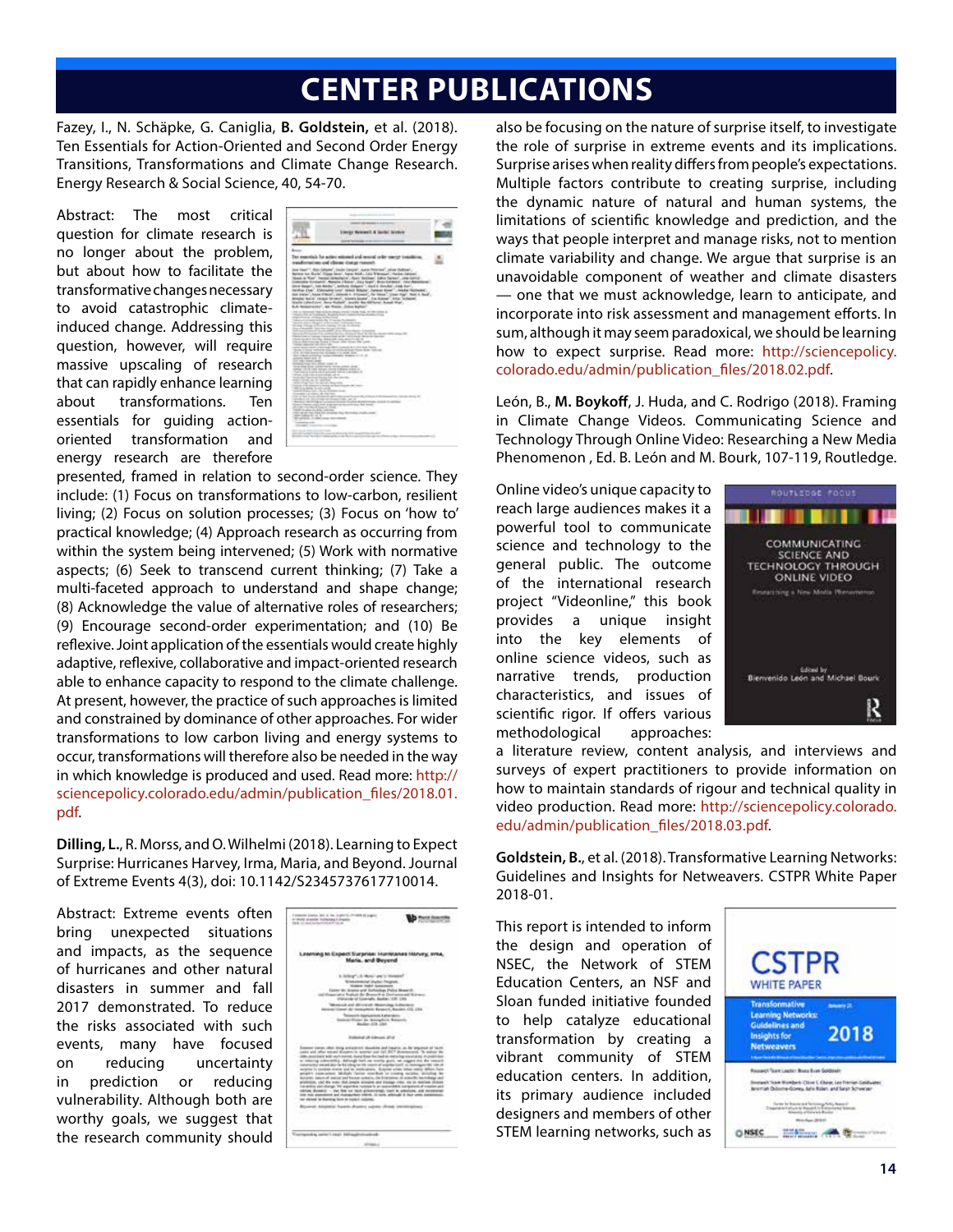# CENTER PUBLICATIONS

Fazey, I., N. Schäpke, G. Caniglia, **B. Goldstein,** et al. (2018). Ten Essentials for Action-Oriented and Second Order Energy Transitions, Transformations and Climate Change Research. Energy Research & Social Science, 40, 54-70.

Abstract: The most critical question for climate research is no longer about the problem, but about how to facilitate the transformative changes necessary to avoid catastrophic climate-induced change. Addressing this question, however, will require massive upscaling of research that can rapidly enhance learning about transformations. Ten essentials for guiding action-oriented transformation and energy research are therefore presented, framed in relation to second-order science. They include: (1) Focus on transformations to low-carbon, resilient living; (2) Focus on solution processes; (3) Focus on 'how to' practical knowledge; (4) Approach research as occurring from within the system being intervened; (5) Work with normative aspects; (6) Seek to transcend current thinking; (7) Take a multi-faceted approach to understand and shape change; (8) Acknowledge the value of alternative roles of researchers; (9) Encourage second-order experimentation; and (10) Be reflexive. Joint application of the essentials would create highly adaptive, reflexive, collaborative and impact-oriented research able to enhance capacity to respond to the climate challenge. At present, however, the practice of such approaches is limited and constrained by dominance of other approaches. For wider transformations to low carbon living and energy systems to occur, transformations will therefore also be needed in the way in which knowledge is produced and used. Read more: http://sciencepolicy.colorado.edu/admin/publication_files/2018.01.pdf.

**Dilling, L.**, R. Morss, and O. Wilhelmi (2018). Learning to Expect Surprise: Hurricanes Harvey, Irma, Maria, and Beyond. Journal of Extreme Events 4(3), doi: 10.1142/S2345737617710014.

Abstract: Extreme events often bring unexpected situations and impacts, as the sequence of hurricanes and other natural disasters in summer and fall 2017 demonstrated. To reduce the risks associated with such events, many have focused on reducing uncertainty in prediction or reducing vulnerability. Although both are worthy goals, we suggest that the research community should also be focusing on the nature of surprise itself, to investigate the role of surprise in extreme events and its implications. Surprise arises when reality differs from people's expectations. Multiple factors contribute to creating surprise, including the dynamic nature of natural and human systems, the limitations of scientific knowledge and prediction, and the ways that people interpret and manage risks, not to mention climate variability and change. We argue that surprise is an unavoidable component of weather and climate disasters — one that we must acknowledge, learn to anticipate, and incorporate into risk assessment and management efforts. In sum, although it may seem paradoxical, we should be learning how to expect surprise. Read more: http://sciencepolicy.colorado.edu/admin/publication_files/2018.02.pdf.

León, B., **M. Boykoff**, J. Huda, and C. Rodrigo (2018). Framing in Climate Change Videos. Communicating Science and Technology Through Online Video: Researching a New Media Phenomenon , Ed. B. León and M. Bourk, 107-119, Routledge.

Online video's unique capacity to reach large audiences makes it a powerful tool to communicate science and technology to the general public. The outcome of the international research project "Videonline," this book provides a unique insight into the key elements of online science videos, such as narrative trends, production characteristics, and issues of scientific rigor. If offers various methodological approaches: a literature review, content analysis, and interviews and surveys of expert practitioners to provide information on how to maintain standards of rigour and technical quality in video production. Read more: http://sciencepolicy.colorado.edu/admin/publication_files/2018.03.pdf.

**Goldstein, B.**, et al. (2018). Transformative Learning Networks: Guidelines and Insights for Netweavers. CSTPR White Paper 2018-01.

This report is intended to inform the design and operation of NSEC, the Network of STEM Education Centers, an NSF and Sloan funded initiative founded to help catalyze educational transformation by creating a vibrant community of STEM education centers. In addition, its primary audience included designers and members of other STEM learning networks, such as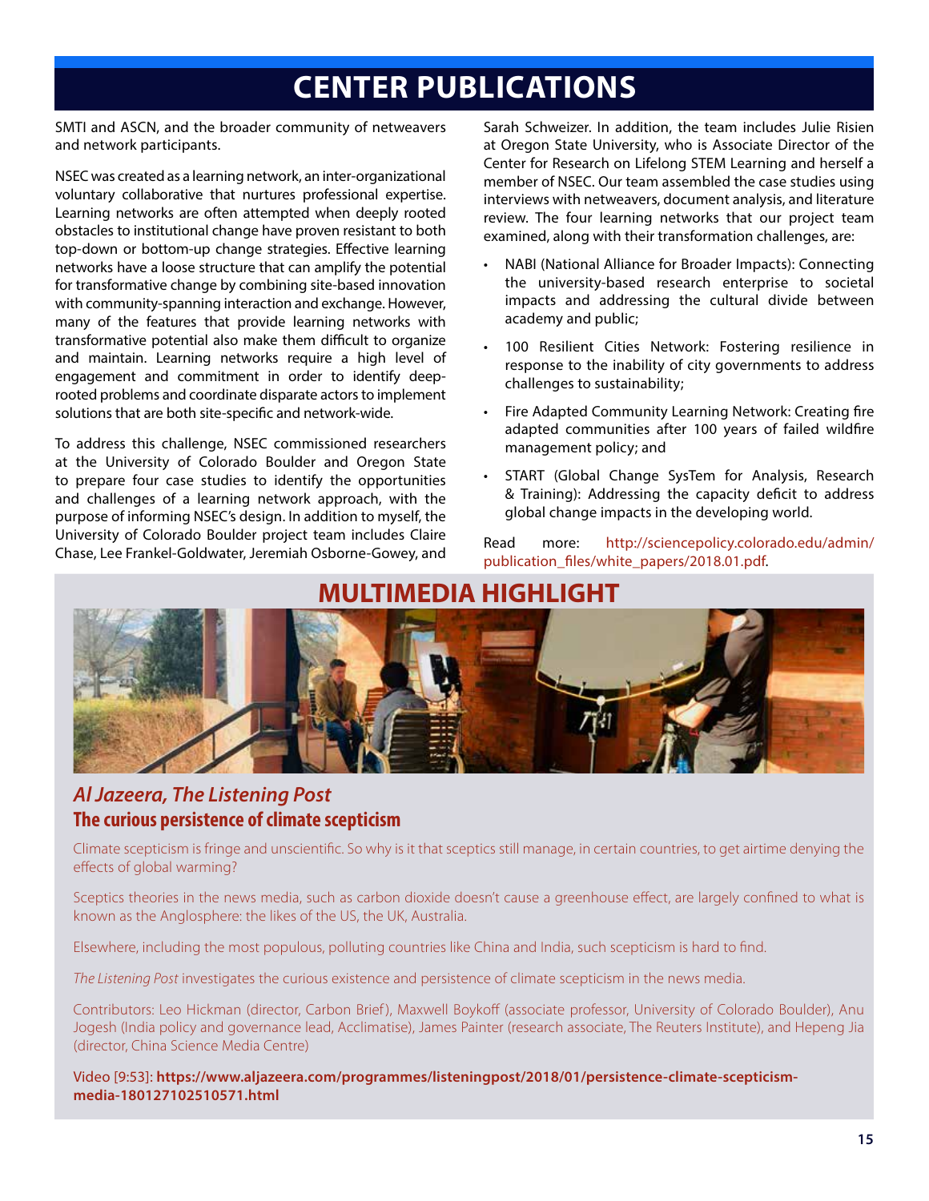# CENTER PUBLICATIONS

SMTI and ASCN, and the broader community of netweavers and network participants.

NSEC was created as a learning network, an inter-organizational voluntary collaborative that nurtures professional expertise. Learning networks are often attempted when deeply rooted obstacles to institutional change have proven resistant to both top-down or bottom-up change strategies. Effective learning networks have a loose structure that can amplify the potential for transformative change by combining site-based innovation with community-spanning interaction and exchange. However, many of the features that provide learning networks with transformative potential also make them difficult to organize and maintain. Learning networks require a high level of engagement and commitment in order to identify deep-rooted problems and coordinate disparate actors to implement solutions that are both site-specific and network-wide.

To address this challenge, NSEC commissioned researchers at the University of Colorado Boulder and Oregon State to prepare four case studies to identify the opportunities and challenges of a learning network approach, with the purpose of informing NSEC's design. In addition to myself, the University of Colorado Boulder project team includes Claire Chase, Lee Frankel-Goldwater, Jeremiah Osborne-Gowey, and Sarah Schweizer. In addition, the team includes Julie Risien at Oregon State University, who is Associate Director of the Center for Research on Lifelong STEM Learning and herself a member of NSEC. Our team assembled the case studies using interviews with netweavers, document analysis, and literature review. The four learning networks that our project team examined, along with their transformation challenges, are:

- NABI (National Alliance for Broader Impacts): Connecting the university-based research enterprise to societal impacts and addressing the cultural divide between academy and public;
- 100 Resilient Cities Network: Fostering resilience in response to the inability of city governments to address challenges to sustainability;
- Fire Adapted Community Learning Network: Creating fire adapted communities after 100 years of failed wildfire management policy; and
- START (Global Change SysTem for Analysis, Research & Training): Addressing the capacity deficit to address global change impacts in the developing world.

Read more: http://sciencepolicy.colorado.edu/admin/publication_files/white_papers/2018.01.pdf.

## MULTIMEDIA HIGHLIGHT

### *Al Jazeera, The Listening Post*

**The curious persistence of climate scepticism**

Climate scepticism is fringe and unscientific. So why is it that sceptics still manage, in certain countries, to get airtime denying the effects of global warming?

Sceptics theories in the news media, such as carbon dioxide doesn't cause a greenhouse effect, are largely confined to what is known as the Anglosphere: the likes of the US, the UK, Australia.

Elsewhere, including the most populous, polluting countries like China and India, such scepticism is hard to find.

*The Listening Post* investigates the curious existence and persistence of climate scepticism in the news media.

Contributors: Leo Hickman (director, Carbon Brief), Maxwell Boykoff (associate professor, University of Colorado Boulder), Anu Jogesh (India policy and governance lead, Acclimatise), James Painter (research associate, The Reuters Institute), and Hepeng Jia (director, China Science Media Centre)

Video [9:53]: **https://www.aljazeera.com/programmes/listeningpost/2018/01/persistence-climate-scepticism-media-180127102510571.html**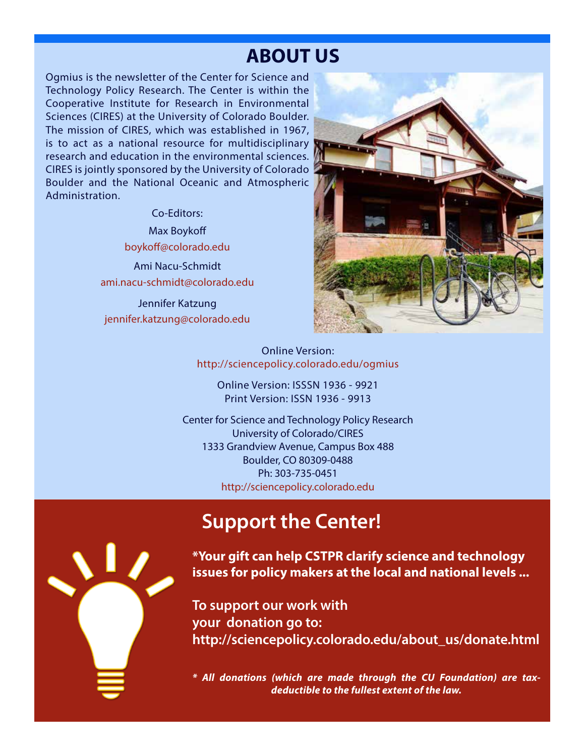# ABOUT US

Ogmius is the newsletter of the Center for Science and Technology Policy Research. The Center is within the Cooperative Institute for Research in Environmental Sciences (CIRES) at the University of Colorado Boulder. The mission of CIRES, which was established in 1967, is to act as a national resource for multidisciplinary research and education in the environmental sciences. CIRES is jointly sponsored by the University of Colorado Boulder and the National Oceanic and Atmospheric Administration.

Co-Editors:

Max Boykoff
boykoff@colorado.edu

Ami Nacu-Schmidt
ami.nacu-schmidt@colorado.edu

Jennifer Katzung
jennifer.katzung@colorado.edu

Online Version:
http://sciencepolicy.colorado.edu/ogmius

Online Version: ISSSN 1936 - 9921
Print Version: ISSN 1936 - 9913

Center for Science and Technology Policy Research
University of Colorado/CIRES
1333 Grandview Avenue, Campus Box 488
Boulder, CO 80309-0488
Ph: 303-735-0451
http://sciencepolicy.colorado.edu

## Support the Center!

**\*Your gift can help CSTPR clarify science and technology issues for policy makers at the local and national levels ...**

**To support our work with your donation go to: http://sciencepolicy.colorado.edu/about_us/donate.html**

***\* All donations (which are made through the CU Foundation) are tax-deductible to the fullest extent of the law.***